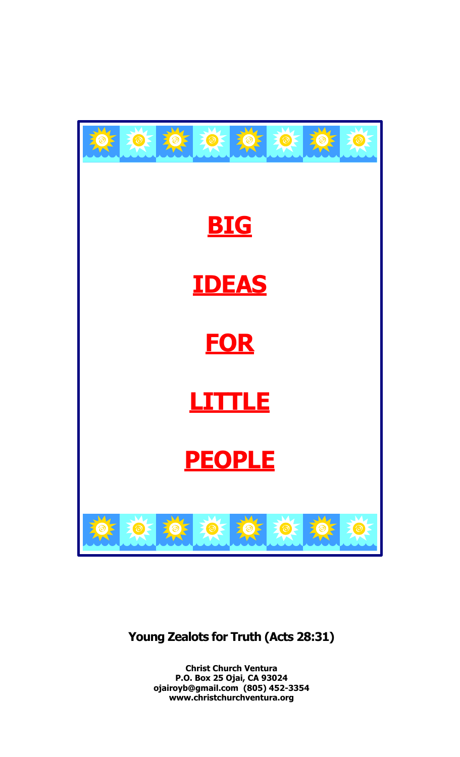# BIG

# IDEAS

# FOR

# LITTLE

# PEOPLE

**Young Zealots for Truth (Acts 28:31)**

**Christ Church Ventura**
**P.O. Box 25 Ojai, CA 93024**
**ojairoyb@gmail.com (805) 452-3354**
**www.christchurchventura.org**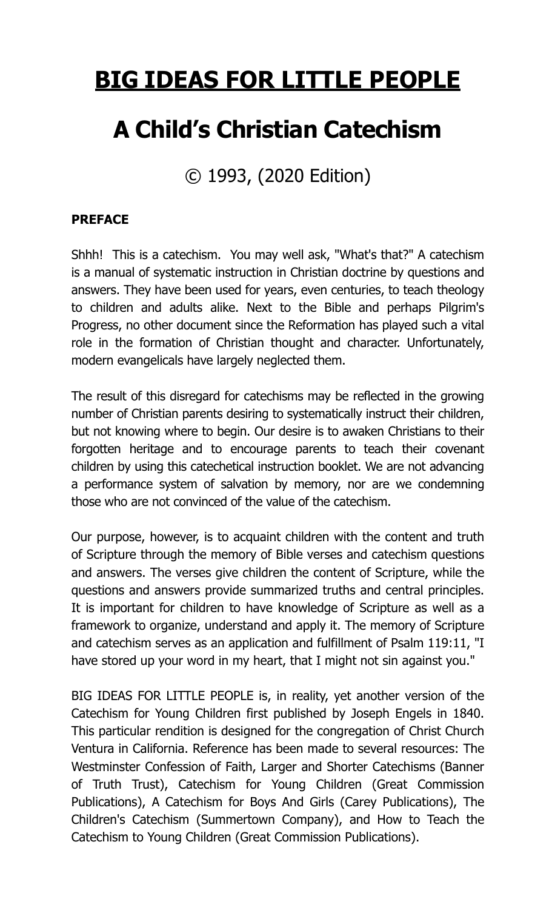# BIG IDEAS FOR LITTLE PEOPLE

# A Child's Christian Catechism

© 1993, (2020 Edition)

**PREFACE**

Shhh! This is a catechism. You may well ask, "What's that?" A catechism is a manual of systematic instruction in Christian doctrine by questions and answers. They have been used for years, even centuries, to teach theology to children and adults alike. Next to the Bible and perhaps Pilgrim's Progress, no other document since the Reformation has played such a vital role in the formation of Christian thought and character. Unfortunately, modern evangelicals have largely neglected them.

The result of this disregard for catechisms may be reflected in the growing number of Christian parents desiring to systematically instruct their children, but not knowing where to begin. Our desire is to awaken Christians to their forgotten heritage and to encourage parents to teach their covenant children by using this catechetical instruction booklet. We are not advancing a performance system of salvation by memory, nor are we condemning those who are not convinced of the value of the catechism.

Our purpose, however, is to acquaint children with the content and truth of Scripture through the memory of Bible verses and catechism questions and answers. The verses give children the content of Scripture, while the questions and answers provide summarized truths and central principles. It is important for children to have knowledge of Scripture as well as a framework to organize, understand and apply it. The memory of Scripture and catechism serves as an application and fulfillment of Psalm 119:11, "I have stored up your word in my heart, that I might not sin against you."

BIG IDEAS FOR LITTLE PEOPLE is, in reality, yet another version of the Catechism for Young Children first published by Joseph Engels in 1840. This particular rendition is designed for the congregation of Christ Church Ventura in California. Reference has been made to several resources: The Westminster Confession of Faith, Larger and Shorter Catechisms (Banner of Truth Trust), Catechism for Young Children (Great Commission Publications), A Catechism for Boys And Girls (Carey Publications), The Children's Catechism (Summertown Company), and How to Teach the Catechism to Young Children (Great Commission Publications).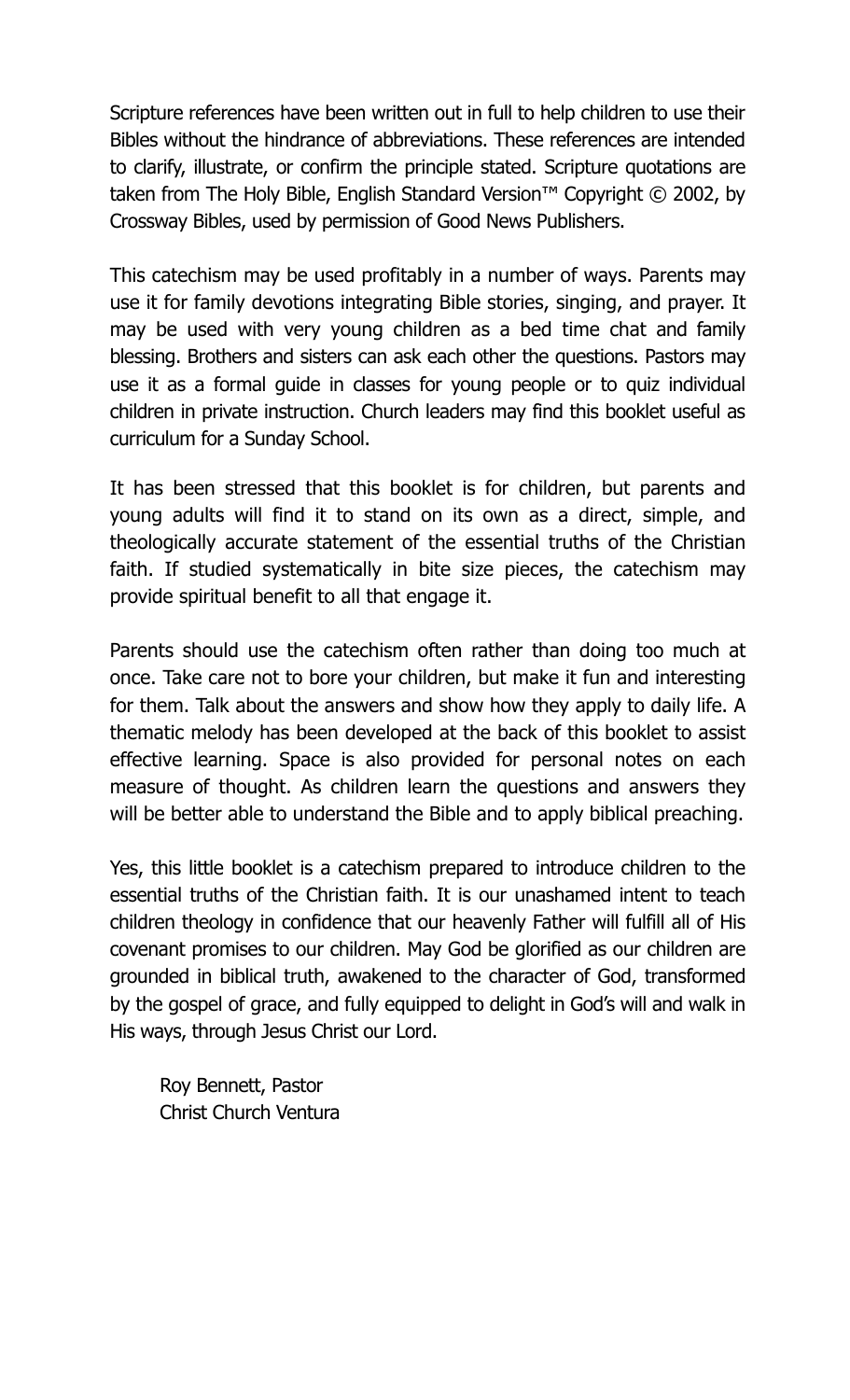Scripture references have been written out in full to help children to use their Bibles without the hindrance of abbreviations. These references are intended to clarify, illustrate, or confirm the principle stated. Scripture quotations are taken from The Holy Bible, English Standard Version™ Copyright © 2002, by Crossway Bibles, used by permission of Good News Publishers.

This catechism may be used profitably in a number of ways. Parents may use it for family devotions integrating Bible stories, singing, and prayer. It may be used with very young children as a bed time chat and family blessing. Brothers and sisters can ask each other the questions. Pastors may use it as a formal guide in classes for young people or to quiz individual children in private instruction. Church leaders may find this booklet useful as curriculum for a Sunday School.

It has been stressed that this booklet is for children, but parents and young adults will find it to stand on its own as a direct, simple, and theologically accurate statement of the essential truths of the Christian faith. If studied systematically in bite size pieces, the catechism may provide spiritual benefit to all that engage it.

Parents should use the catechism often rather than doing too much at once. Take care not to bore your children, but make it fun and interesting for them. Talk about the answers and show how they apply to daily life. A thematic melody has been developed at the back of this booklet to assist effective learning. Space is also provided for personal notes on each measure of thought. As children learn the questions and answers they will be better able to understand the Bible and to apply biblical preaching.

Yes, this little booklet is a catechism prepared to introduce children to the essential truths of the Christian faith. It is our unashamed intent to teach children theology in confidence that our heavenly Father will fulfill all of His covenant promises to our children. May God be glorified as our children are grounded in biblical truth, awakened to the character of God, transformed by the gospel of grace, and fully equipped to delight in God's will and walk in His ways, through Jesus Christ our Lord.

Roy Bennett, Pastor
Christ Church Ventura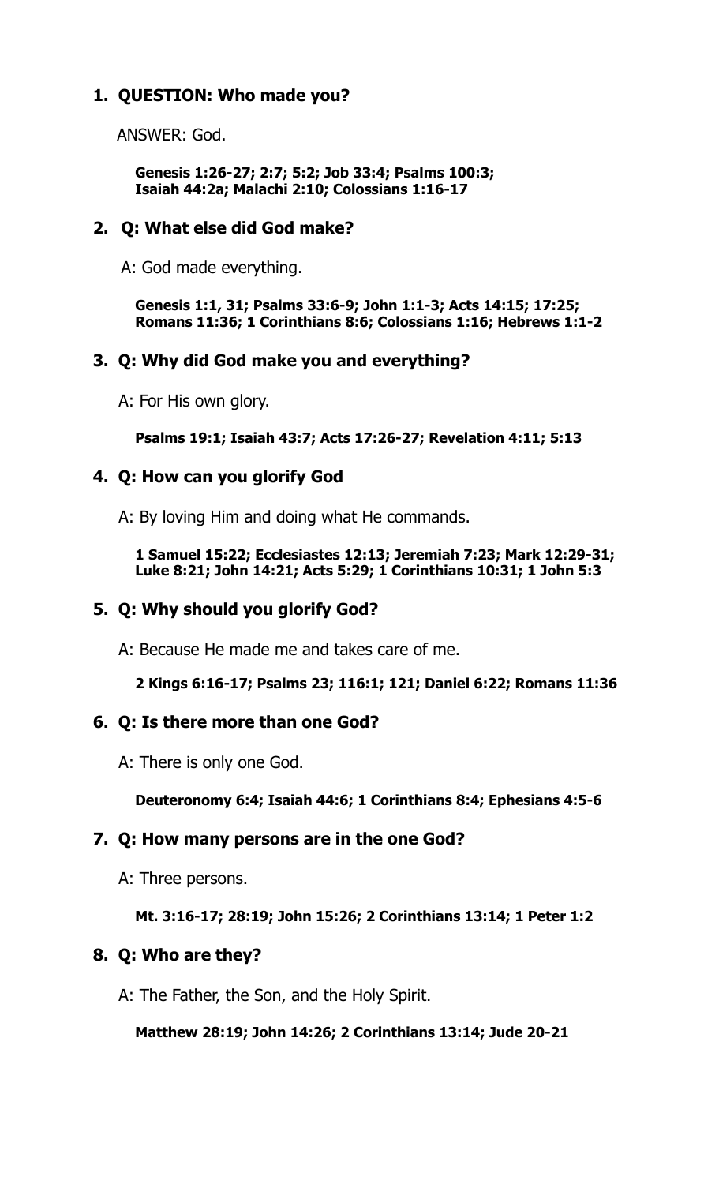1. **QUESTION: Who made you?**

   ANSWER: God.

   **Genesis 1:26-27; 2:7; 5:2; Job 33:4; Psalms 100:3; Isaiah 44:2a; Malachi 2:10; Colossians 1:16-17**

2. **Q: What else did God make?**

   A: God made everything.

   **Genesis 1:1, 31; Psalms 33:6-9; John 1:1-3; Acts 14:15; 17:25; Romans 11:36; 1 Corinthians 8:6; Colossians 1:16; Hebrews 1:1-2**

3. **Q: Why did God make you and everything?**

   A: For His own glory.

   **Psalms 19:1; Isaiah 43:7; Acts 17:26-27; Revelation 4:11; 5:13**

4. **Q: How can you glorify God**

   A: By loving Him and doing what He commands.

   **1 Samuel 15:22; Ecclesiastes 12:13; Jeremiah 7:23; Mark 12:29-31; Luke 8:21; John 14:21; Acts 5:29; 1 Corinthians 10:31; 1 John 5:3**

5. **Q: Why should you glorify God?**

   A: Because He made me and takes care of me.

   **2 Kings 6:16-17; Psalms 23; 116:1; 121; Daniel 6:22; Romans 11:36**

6. **Q: Is there more than one God?**

   A: There is only one God.

   **Deuteronomy 6:4; Isaiah 44:6; 1 Corinthians 8:4; Ephesians 4:5-6**

7. **Q: How many persons are in the one God?**

   A: Three persons.

   **Mt. 3:16-17; 28:19; John 15:26; 2 Corinthians 13:14; 1 Peter 1:2**

8. **Q: Who are they?**

   A: The Father, the Son, and the Holy Spirit.

   **Matthew 28:19; John 14:26; 2 Corinthians 13:14; Jude 20-21**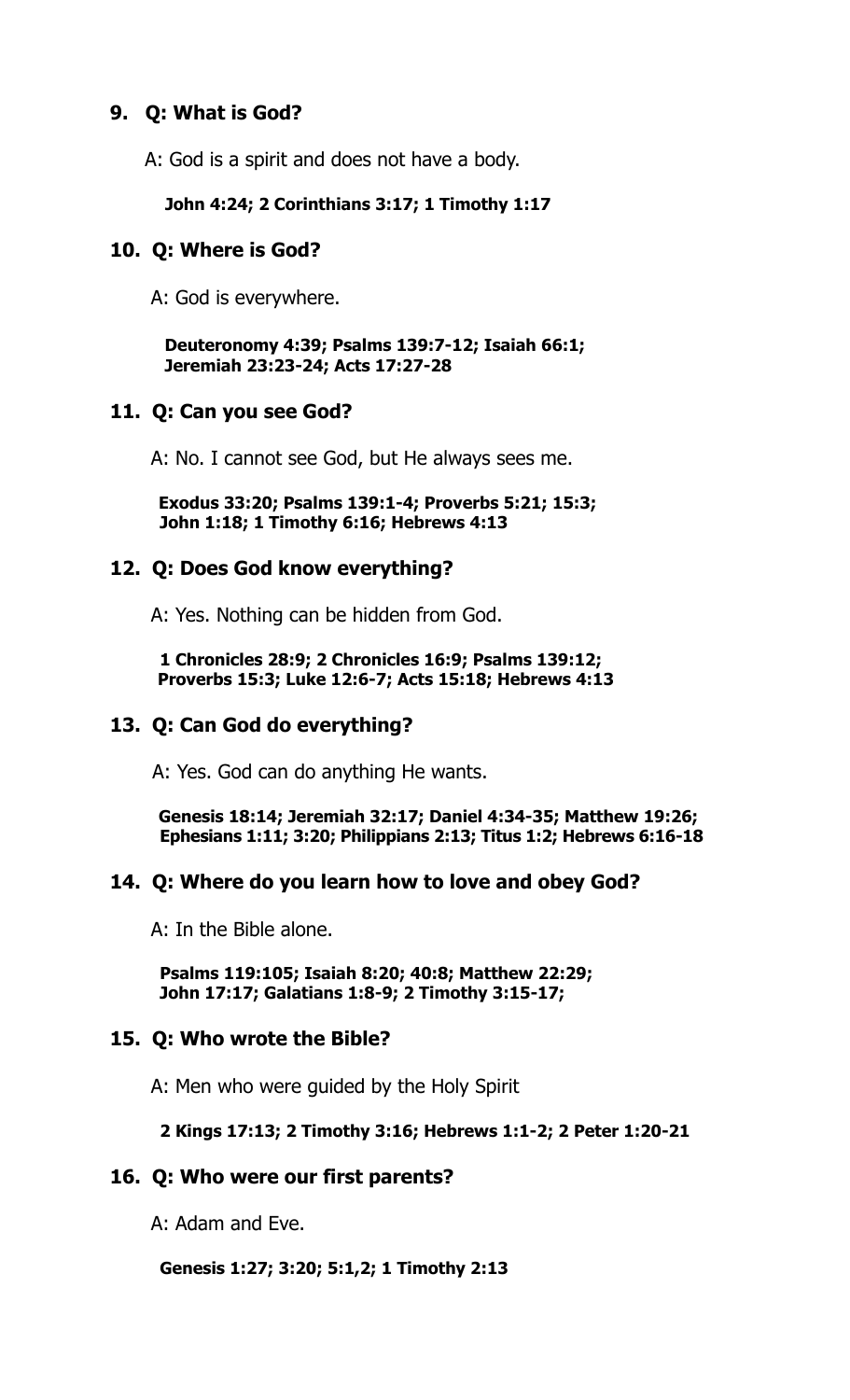**9. Q: What is God?**

A: God is a spirit and does not have a body.

**John 4:24; 2 Corinthians 3:17; 1 Timothy 1:17**

**10. Q: Where is God?**

A: God is everywhere.

**Deuteronomy 4:39; Psalms 139:7-12; Isaiah 66:1; Jeremiah 23:23-24; Acts 17:27-28**

**11. Q: Can you see God?**

A: No. I cannot see God, but He always sees me.

**Exodus 33:20; Psalms 139:1-4; Proverbs 5:21; 15:3; John 1:18; 1 Timothy 6:16; Hebrews 4:13**

**12. Q: Does God know everything?**

A: Yes. Nothing can be hidden from God.

**1 Chronicles 28:9; 2 Chronicles 16:9; Psalms 139:12; Proverbs 15:3; Luke 12:6-7; Acts 15:18; Hebrews 4:13**

**13. Q: Can God do everything?**

A: Yes. God can do anything He wants.

**Genesis 18:14; Jeremiah 32:17; Daniel 4:34-35; Matthew 19:26; Ephesians 1:11; 3:20; Philippians 2:13; Titus 1:2; Hebrews 6:16-18**

**14. Q: Where do you learn how to love and obey God?**

A: In the Bible alone.

**Psalms 119:105; Isaiah 8:20; 40:8; Matthew 22:29; John 17:17; Galatians 1:8-9; 2 Timothy 3:15-17;**

**15. Q: Who wrote the Bible?**

A: Men who were guided by the Holy Spirit

**2 Kings 17:13; 2 Timothy 3:16; Hebrews 1:1-2; 2 Peter 1:20-21**

**16. Q: Who were our first parents?**

A: Adam and Eve.

**Genesis 1:27; 3:20; 5:1,2; 1 Timothy 2:13**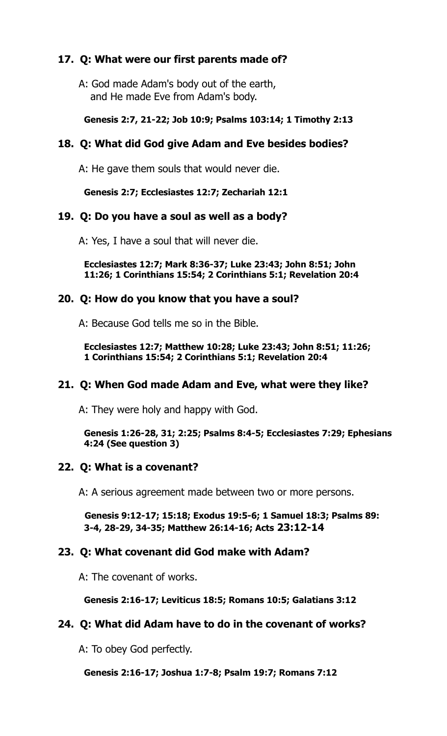**17. Q: What were our first parents made of?**

A: God made Adam's body out of the earth, and He made Eve from Adam's body.

**Genesis 2:7, 21-22; Job 10:9; Psalms 103:14; 1 Timothy 2:13**

**18. Q: What did God give Adam and Eve besides bodies?**

A: He gave them souls that would never die.

**Genesis 2:7; Ecclesiastes 12:7; Zechariah 12:1**

**19. Q: Do you have a soul as well as a body?**

A: Yes, I have a soul that will never die.

**Ecclesiastes 12:7; Mark 8:36-37; Luke 23:43; John 8:51; John 11:26; 1 Corinthians 15:54; 2 Corinthians 5:1; Revelation 20:4**

**20. Q: How do you know that you have a soul?**

A: Because God tells me so in the Bible.

**Ecclesiastes 12:7; Matthew 10:28; Luke 23:43; John 8:51; 11:26; 1 Corinthians 15:54; 2 Corinthians 5:1; Revelation 20:4**

**21. Q: When God made Adam and Eve, what were they like?**

A: They were holy and happy with God.

**Genesis 1:26-28, 31; 2:25; Psalms 8:4-5; Ecclesiastes 7:29; Ephesians 4:24 (See question 3)**

**22. Q: What is a covenant?**

A: A serious agreement made between two or more persons.

**Genesis 9:12-17; 15:18; Exodus 19:5-6; 1 Samuel 18:3; Psalms 89: 3-4, 28-29, 34-35; Matthew 26:14-16; Acts 23:12-14**

**23. Q: What covenant did God make with Adam?**

A: The covenant of works.

**Genesis 2:16-17; Leviticus 18:5; Romans 10:5; Galatians 3:12**

**24. Q: What did Adam have to do in the covenant of works?**

A: To obey God perfectly.

**Genesis 2:16-17; Joshua 1:7-8; Psalm 19:7; Romans 7:12**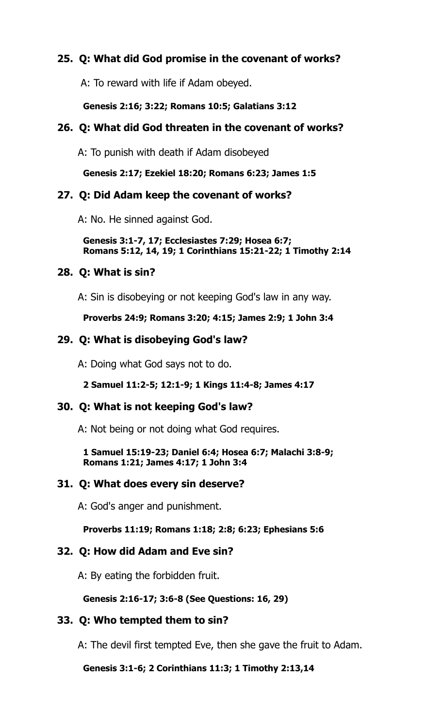### 25. Q: What did God promise in the covenant of works?

A: To reward with life if Adam obeyed.

**Genesis 2:16; 3:22; Romans 10:5; Galatians 3:12**

### 26. Q: What did God threaten in the covenant of works?

A: To punish with death if Adam disobeyed

**Genesis 2:17; Ezekiel 18:20; Romans 6:23; James 1:5**

### 27. Q: Did Adam keep the covenant of works?

A: No. He sinned against God.

**Genesis 3:1-7, 17; Ecclesiastes 7:29; Hosea 6:7; Romans 5:12, 14, 19; 1 Corinthians 15:21-22; 1 Timothy 2:14**

### 28. Q: What is sin?

A: Sin is disobeying or not keeping God's law in any way.

**Proverbs 24:9; Romans 3:20; 4:15; James 2:9; 1 John 3:4**

### 29. Q: What is disobeying God's law?

A: Doing what God says not to do.

**2 Samuel 11:2-5; 12:1-9; 1 Kings 11:4-8; James 4:17**

### 30. Q: What is not keeping God's law?

A: Not being or not doing what God requires.

**1 Samuel 15:19-23; Daniel 6:4; Hosea 6:7; Malachi 3:8-9; Romans 1:21; James 4:17; 1 John 3:4**

### 31. Q: What does every sin deserve?

A: God's anger and punishment.

**Proverbs 11:19; Romans 1:18; 2:8; 6:23; Ephesians 5:6**

### 32. Q: How did Adam and Eve sin?

A: By eating the forbidden fruit.

**Genesis 2:16-17; 3:6-8 (See Questions: 16, 29)**

### 33. Q: Who tempted them to sin?

A: The devil first tempted Eve, then she gave the fruit to Adam.

**Genesis 3:1-6; 2 Corinthians 11:3; 1 Timothy 2:13,14**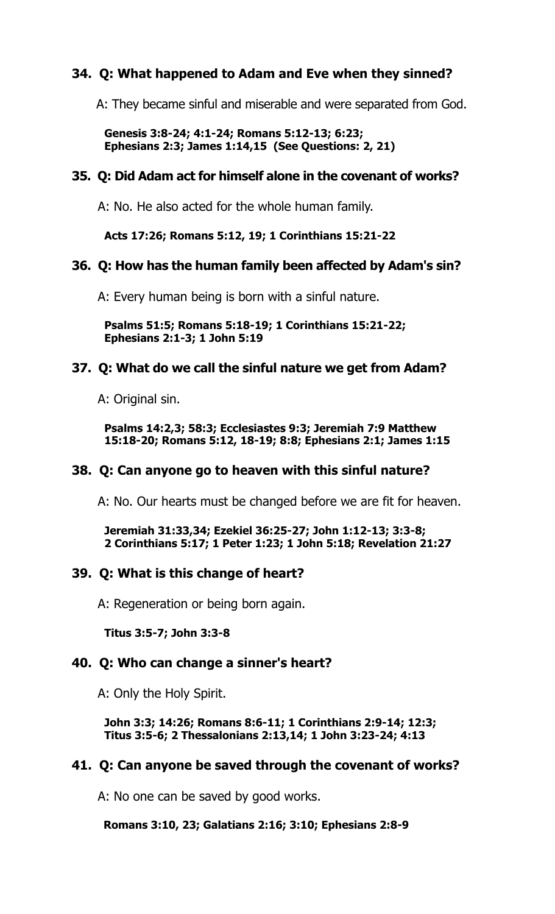### 34. Q: What happened to Adam and Eve when they sinned?

A: They became sinful and miserable and were separated from God.

**Genesis 3:8-24; 4:1-24; Romans 5:12-13; 6:23; Ephesians 2:3; James 1:14,15 (See Questions: 2, 21)**

### 35. Q: Did Adam act for himself alone in the covenant of works?

A: No. He also acted for the whole human family.

**Acts 17:26; Romans 5:12, 19; 1 Corinthians 15:21-22**

### 36. Q: How has the human family been affected by Adam's sin?

A: Every human being is born with a sinful nature.

**Psalms 51:5; Romans 5:18-19; 1 Corinthians 15:21-22; Ephesians 2:1-3; 1 John 5:19**

### 37. Q: What do we call the sinful nature we get from Adam?

A: Original sin.

**Psalms 14:2,3; 58:3; Ecclesiastes 9:3; Jeremiah 7:9 Matthew 15:18-20; Romans 5:12, 18-19; 8:8; Ephesians 2:1; James 1:15**

### 38. Q: Can anyone go to heaven with this sinful nature?

A: No. Our hearts must be changed before we are fit for heaven.

**Jeremiah 31:33,34; Ezekiel 36:25-27; John 1:12-13; 3:3-8; 2 Corinthians 5:17; 1 Peter 1:23; 1 John 5:18; Revelation 21:27**

### 39. Q: What is this change of heart?

A: Regeneration or being born again.

**Titus 3:5-7; John 3:3-8**

### 40. Q: Who can change a sinner's heart?

A: Only the Holy Spirit.

**John 3:3; 14:26; Romans 8:6-11; 1 Corinthians 2:9-14; 12:3; Titus 3:5-6; 2 Thessalonians 2:13,14; 1 John 3:23-24; 4:13**

### 41. Q: Can anyone be saved through the covenant of works?

A: No one can be saved by good works.

**Romans 3:10, 23; Galatians 2:16; 3:10; Ephesians 2:8-9**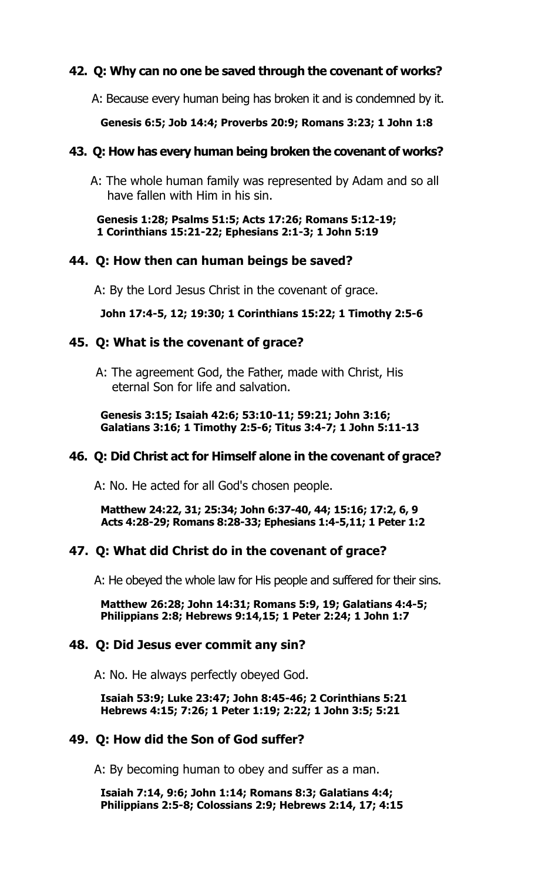**42. Q: Why can no one be saved through the covenant of works?**

A: Because every human being has broken it and is condemned by it.

**Genesis 6:5; Job 14:4; Proverbs 20:9; Romans 3:23; 1 John 1:8**

**43. Q: How has every human being broken the covenant of works?**

A: The whole human family was represented by Adam and so all have fallen with Him in his sin.

**Genesis 1:28; Psalms 51:5; Acts 17:26; Romans 5:12-19; 1 Corinthians 15:21-22; Ephesians 2:1-3; 1 John 5:19**

**44. Q: How then can human beings be saved?**

A: By the Lord Jesus Christ in the covenant of grace.

**John 17:4-5, 12; 19:30; 1 Corinthians 15:22; 1 Timothy 2:5-6**

**45. Q: What is the covenant of grace?**

A: The agreement God, the Father, made with Christ, His eternal Son for life and salvation.

**Genesis 3:15; Isaiah 42:6; 53:10-11; 59:21; John 3:16; Galatians 3:16; 1 Timothy 2:5-6; Titus 3:4-7; 1 John 5:11-13**

**46. Q: Did Christ act for Himself alone in the covenant of grace?**

A: No. He acted for all God's chosen people.

**Matthew 24:22, 31; 25:34; John 6:37-40, 44; 15:16; 17:2, 6, 9 Acts 4:28-29; Romans 8:28-33; Ephesians 1:4-5,11; 1 Peter 1:2**

**47. Q: What did Christ do in the covenant of grace?**

A: He obeyed the whole law for His people and suffered for their sins.

**Matthew 26:28; John 14:31; Romans 5:9, 19; Galatians 4:4-5; Philippians 2:8; Hebrews 9:14,15; 1 Peter 2:24; 1 John 1:7**

**48. Q: Did Jesus ever commit any sin?**

A: No. He always perfectly obeyed God.

**Isaiah 53:9; Luke 23:47; John 8:45-46; 2 Corinthians 5:21 Hebrews 4:15; 7:26; 1 Peter 1:19; 2:22; 1 John 3:5; 5:21**

**49. Q: How did the Son of God suffer?**

A: By becoming human to obey and suffer as a man.

**Isaiah 7:14, 9:6; John 1:14; Romans 8:3; Galatians 4:4; Philippians 2:5-8; Colossians 2:9; Hebrews 2:14, 17; 4:15**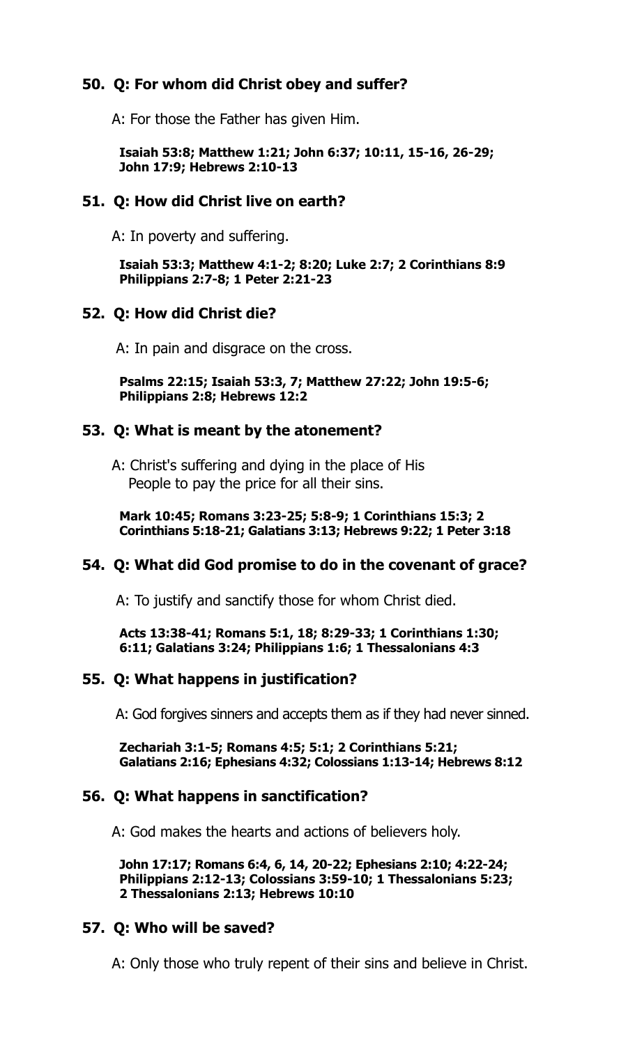**50. Q: For whom did Christ obey and suffer?**

A: For those the Father has given Him.

**Isaiah 53:8; Matthew 1:21; John 6:37; 10:11, 15-16, 26-29; John 17:9; Hebrews 2:10-13**

**51. Q: How did Christ live on earth?**

A: In poverty and suffering.

**Isaiah 53:3; Matthew 4:1-2; 8:20; Luke 2:7; 2 Corinthians 8:9 Philippians 2:7-8; 1 Peter 2:21-23**

**52. Q: How did Christ die?**

A: In pain and disgrace on the cross.

**Psalms 22:15; Isaiah 53:3, 7; Matthew 27:22; John 19:5-6; Philippians 2:8; Hebrews 12:2**

**53. Q: What is meant by the atonement?**

A: Christ's suffering and dying in the place of His People to pay the price for all their sins.

**Mark 10:45; Romans 3:23-25; 5:8-9; 1 Corinthians 15:3; 2 Corinthians 5:18-21; Galatians 3:13; Hebrews 9:22; 1 Peter 3:18**

**54. Q: What did God promise to do in the covenant of grace?**

A: To justify and sanctify those for whom Christ died.

**Acts 13:38-41; Romans 5:1, 18; 8:29-33; 1 Corinthians 1:30; 6:11; Galatians 3:24; Philippians 1:6; 1 Thessalonians 4:3**

**55. Q: What happens in justification?**

A: God forgives sinners and accepts them as if they had never sinned.

**Zechariah 3:1-5; Romans 4:5; 5:1; 2 Corinthians 5:21; Galatians 2:16; Ephesians 4:32; Colossians 1:13-14; Hebrews 8:12**

**56. Q: What happens in sanctification?**

A: God makes the hearts and actions of believers holy.

**John 17:17; Romans 6:4, 6, 14, 20-22; Ephesians 2:10; 4:22-24; Philippians 2:12-13; Colossians 3:59-10; 1 Thessalonians 5:23; 2 Thessalonians 2:13; Hebrews 10:10**

**57. Q: Who will be saved?**

A: Only those who truly repent of their sins and believe in Christ.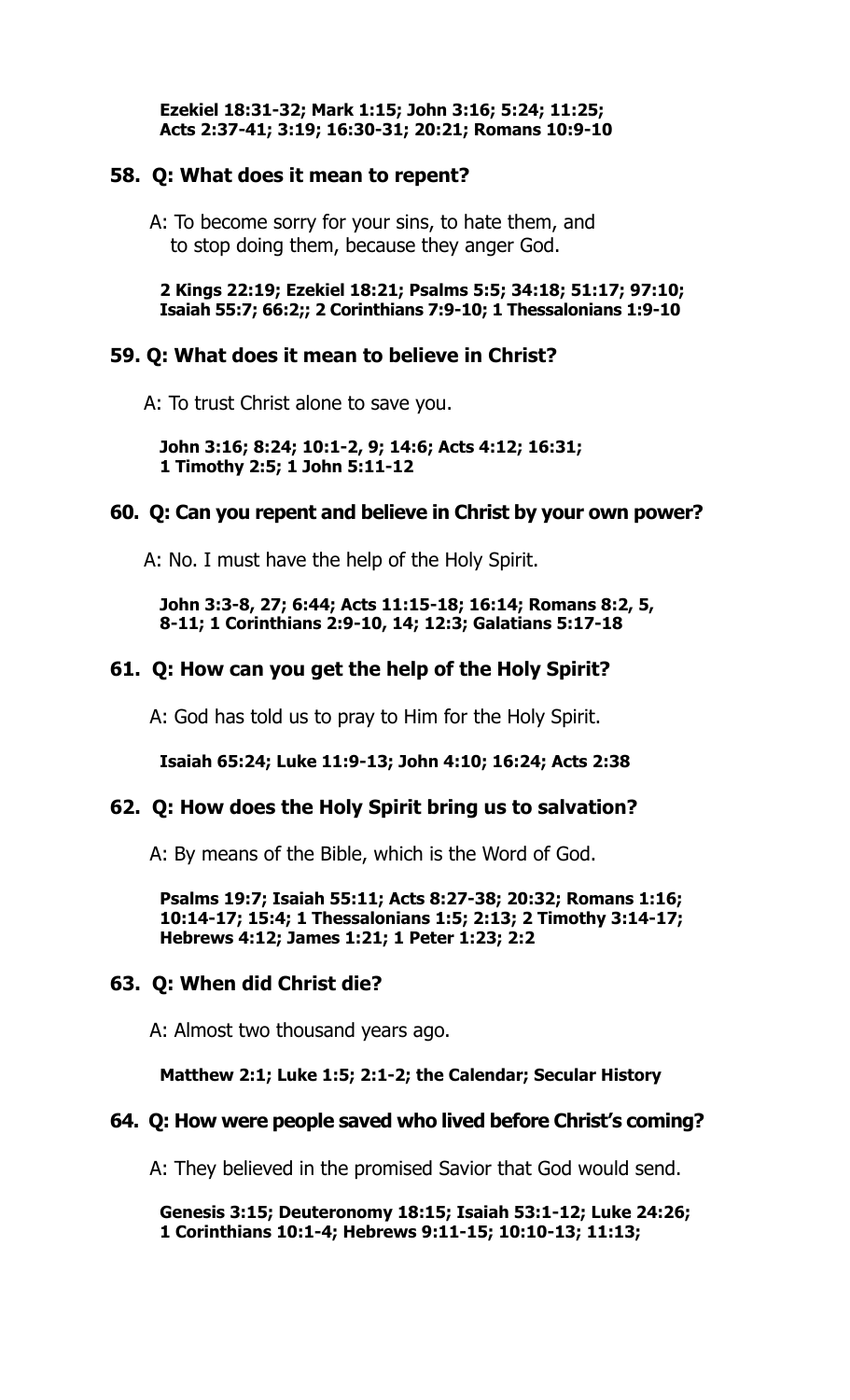**Ezekiel 18:31-32; Mark 1:15; John 3:16; 5:24; 11:25; Acts 2:37-41; 3:19; 16:30-31; 20:21; Romans 10:9-10**

### 58. Q: What does it mean to repent?

A: To become sorry for your sins, to hate them, and to stop doing them, because they anger God.

**2 Kings 22:19; Ezekiel 18:21; Psalms 5:5; 34:18; 51:17; 97:10; Isaiah 55:7; 66:2;; 2 Corinthians 7:9-10; 1 Thessalonians 1:9-10**

### 59. Q: What does it mean to believe in Christ?

A: To trust Christ alone to save you.

**John 3:16; 8:24; 10:1-2, 9; 14:6; Acts 4:12; 16:31; 1 Timothy 2:5; 1 John 5:11-12**

### 60. Q: Can you repent and believe in Christ by your own power?

A: No. I must have the help of the Holy Spirit.

**John 3:3-8, 27; 6:44; Acts 11:15-18; 16:14; Romans 8:2, 5, 8-11; 1 Corinthians 2:9-10, 14; 12:3; Galatians 5:17-18**

### 61. Q: How can you get the help of the Holy Spirit?

A: God has told us to pray to Him for the Holy Spirit.

**Isaiah 65:24; Luke 11:9-13; John 4:10; 16:24; Acts 2:38**

### 62. Q: How does the Holy Spirit bring us to salvation?

A: By means of the Bible, which is the Word of God.

**Psalms 19:7; Isaiah 55:11; Acts 8:27-38; 20:32; Romans 1:16; 10:14-17; 15:4; 1 Thessalonians 1:5; 2:13; 2 Timothy 3:14-17; Hebrews 4:12; James 1:21; 1 Peter 1:23; 2:2**

### 63. Q: When did Christ die?

A: Almost two thousand years ago.

**Matthew 2:1; Luke 1:5; 2:1-2; the Calendar; Secular History**

### 64. Q: How were people saved who lived before Christ's coming?

A: They believed in the promised Savior that God would send.

**Genesis 3:15; Deuteronomy 18:15; Isaiah 53:1-12; Luke 24:26; 1 Corinthians 10:1-4; Hebrews 9:11-15; 10:10-13; 11:13;**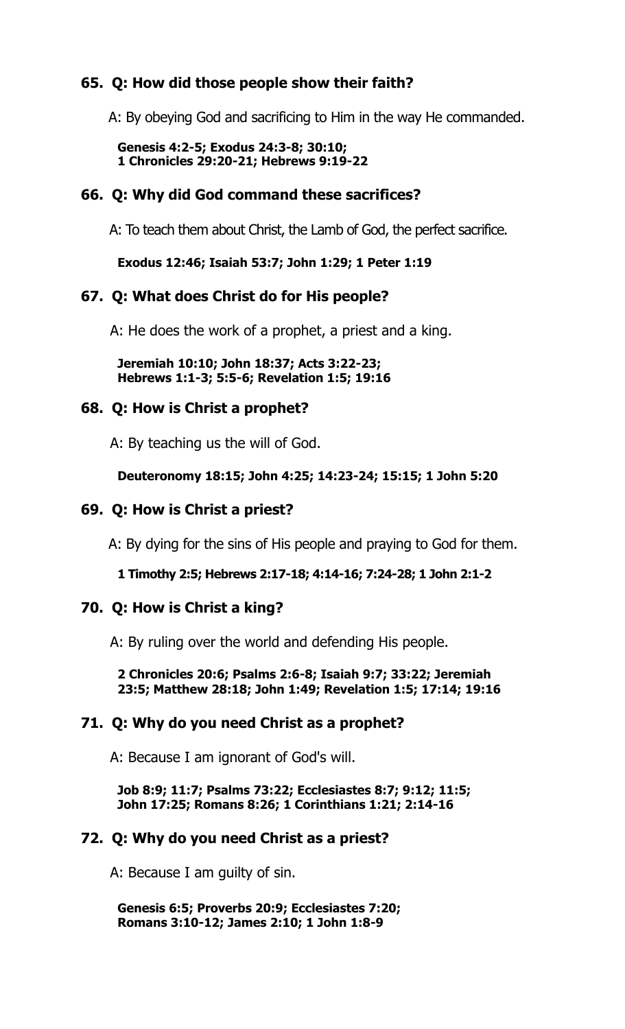## 65. Q: How did those people show their faith?

A: By obeying God and sacrificing to Him in the way He commanded.

**Genesis 4:2-5; Exodus 24:3-8; 30:10; 1 Chronicles 29:20-21; Hebrews 9:19-22**

## 66. Q: Why did God command these sacrifices?

A: To teach them about Christ, the Lamb of God, the perfect sacrifice.

**Exodus 12:46; Isaiah 53:7; John 1:29; 1 Peter 1:19**

## 67. Q: What does Christ do for His people?

A: He does the work of a prophet, a priest and a king.

**Jeremiah 10:10; John 18:37; Acts 3:22-23; Hebrews 1:1-3; 5:5-6; Revelation 1:5; 19:16**

## 68. Q: How is Christ a prophet?

A: By teaching us the will of God.

**Deuteronomy 18:15; John 4:25; 14:23-24; 15:15; 1 John 5:20**

## 69. Q: How is Christ a priest?

A: By dying for the sins of His people and praying to God for them.

**1 Timothy 2:5; Hebrews 2:17-18; 4:14-16; 7:24-28; 1 John 2:1-2**

## 70. Q: How is Christ a king?

A: By ruling over the world and defending His people.

**2 Chronicles 20:6; Psalms 2:6-8; Isaiah 9:7; 33:22; Jeremiah 23:5; Matthew 28:18; John 1:49; Revelation 1:5; 17:14; 19:16**

## 71. Q: Why do you need Christ as a prophet?

A: Because I am ignorant of God's will.

**Job 8:9; 11:7; Psalms 73:22; Ecclesiastes 8:7; 9:12; 11:5; John 17:25; Romans 8:26; 1 Corinthians 1:21; 2:14-16**

## 72. Q: Why do you need Christ as a priest?

A: Because I am guilty of sin.

**Genesis 6:5; Proverbs 20:9; Ecclesiastes 7:20; Romans 3:10-12; James 2:10; 1 John 1:8-9**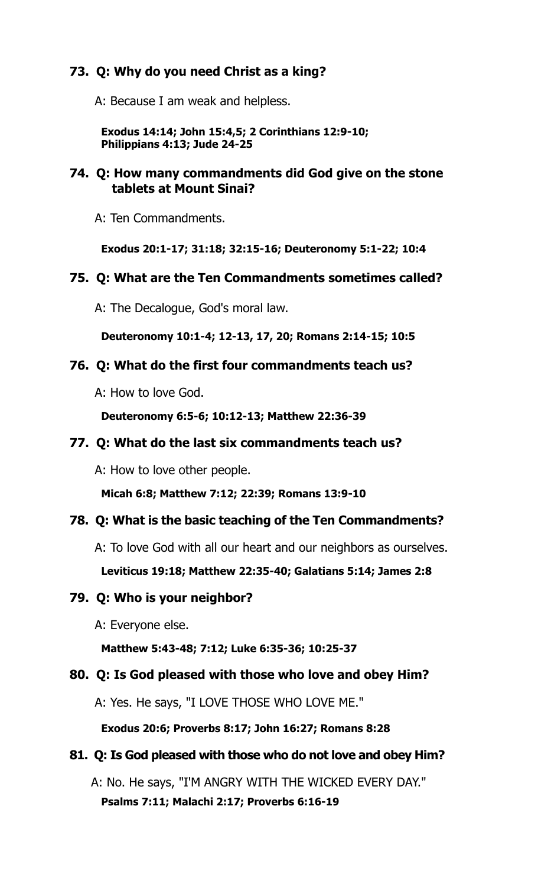**73. Q: Why do you need Christ as a king?**

A: Because I am weak and helpless.

**Exodus 14:14; John 15:4,5; 2 Corinthians 12:9-10; Philippians 4:13; Jude 24-25**

**74. Q: How many commandments did God give on the stone tablets at Mount Sinai?**

A: Ten Commandments.

**Exodus 20:1-17; 31:18; 32:15-16; Deuteronomy 5:1-22; 10:4**

**75. Q: What are the Ten Commandments sometimes called?**

A: The Decalogue, God's moral law.

**Deuteronomy 10:1-4; 12-13, 17, 20; Romans 2:14-15; 10:5**

**76. Q: What do the first four commandments teach us?**

A: How to love God.

**Deuteronomy 6:5-6; 10:12-13; Matthew 22:36-39**

**77. Q: What do the last six commandments teach us?**

A: How to love other people.

**Micah 6:8; Matthew 7:12; 22:39; Romans 13:9-10**

**78. Q: What is the basic teaching of the Ten Commandments?**

A: To love God with all our heart and our neighbors as ourselves.

**Leviticus 19:18; Matthew 22:35-40; Galatians 5:14; James 2:8**

**79. Q: Who is your neighbor?**

A: Everyone else.

**Matthew 5:43-48; 7:12; Luke 6:35-36; 10:25-37**

**80. Q: Is God pleased with those who love and obey Him?**

A: Yes. He says, "I LOVE THOSE WHO LOVE ME."

**Exodus 20:6; Proverbs 8:17; John 16:27; Romans 8:28**

**81. Q: Is God pleased with those who do not love and obey Him?**

A: No. He says, "I'M ANGRY WITH THE WICKED EVERY DAY."

**Psalms 7:11; Malachi 2:17; Proverbs 6:16-19**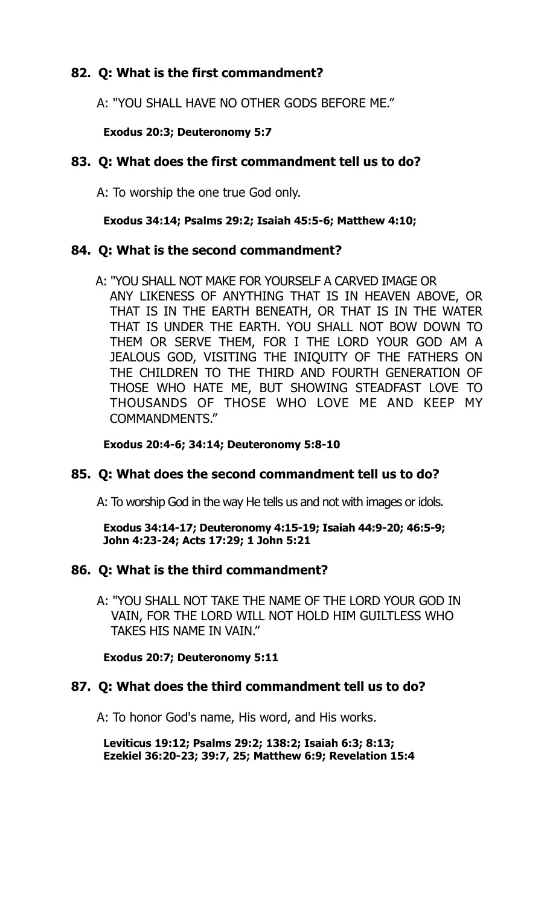### 82. Q: What is the first commandment?

A: "YOU SHALL HAVE NO OTHER GODS BEFORE ME."

**Exodus 20:3; Deuteronomy 5:7**

### 83. Q: What does the first commandment tell us to do?

A: To worship the one true God only.

**Exodus 34:14; Psalms 29:2; Isaiah 45:5-6; Matthew 4:10;**

### 84. Q: What is the second commandment?

A: "YOU SHALL NOT MAKE FOR YOURSELF A CARVED IMAGE OR ANY LIKENESS OF ANYTHING THAT IS IN HEAVEN ABOVE, OR THAT IS IN THE EARTH BENEATH, OR THAT IS IN THE WATER THAT IS UNDER THE EARTH. YOU SHALL NOT BOW DOWN TO THEM OR SERVE THEM, FOR I THE LORD YOUR GOD AM A JEALOUS GOD, VISITING THE INIQUITY OF THE FATHERS ON THE CHILDREN TO THE THIRD AND FOURTH GENERATION OF THOSE WHO HATE ME, BUT SHOWING STEADFAST LOVE TO THOUSANDS OF THOSE WHO LOVE ME AND KEEP MY COMMANDMENTS."

**Exodus 20:4-6; 34:14; Deuteronomy 5:8-10**

### 85. Q: What does the second commandment tell us to do?

A: To worship God in the way He tells us and not with images or idols.

**Exodus 34:14-17; Deuteronomy 4:15-19; Isaiah 44:9-20; 46:5-9; John 4:23-24; Acts 17:29; 1 John 5:21**

### 86. Q: What is the third commandment?

A: "YOU SHALL NOT TAKE THE NAME OF THE LORD YOUR GOD IN VAIN, FOR THE LORD WILL NOT HOLD HIM GUILTLESS WHO TAKES HIS NAME IN VAIN."

**Exodus 20:7; Deuteronomy 5:11**

### 87. Q: What does the third commandment tell us to do?

A: To honor God's name, His word, and His works.

**Leviticus 19:12; Psalms 29:2; 138:2; Isaiah 6:3; 8:13; Ezekiel 36:20-23; 39:7, 25; Matthew 6:9; Revelation 15:4**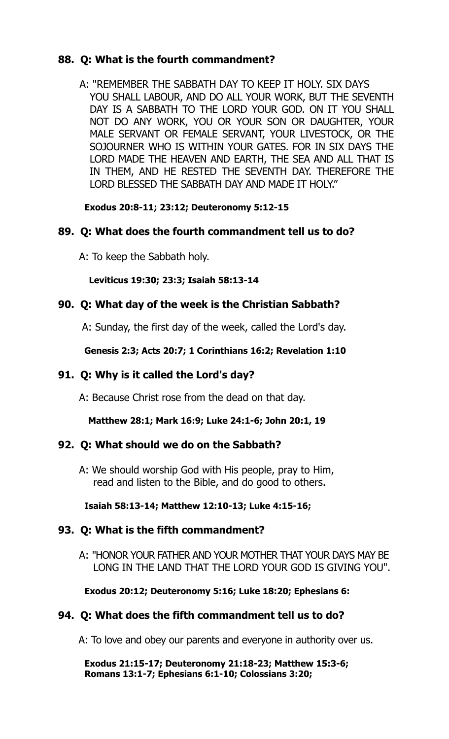### 88. Q: What is the fourth commandment?

A: "REMEMBER THE SABBATH DAY TO KEEP IT HOLY. SIX DAYS YOU SHALL LABOUR, AND DO ALL YOUR WORK, BUT THE SEVENTH DAY IS A SABBATH TO THE LORD YOUR GOD. ON IT YOU SHALL NOT DO ANY WORK, YOU OR YOUR SON OR DAUGHTER, YOUR MALE SERVANT OR FEMALE SERVANT, YOUR LIVESTOCK, OR THE SOJOURNER WHO IS WITHIN YOUR GATES. FOR IN SIX DAYS THE LORD MADE THE HEAVEN AND EARTH, THE SEA AND ALL THAT IS IN THEM, AND HE RESTED THE SEVENTH DAY. THEREFORE THE LORD BLESSED THE SABBATH DAY AND MADE IT HOLY."

**Exodus 20:8-11; 23:12; Deuteronomy 5:12-15**

### 89. Q: What does the fourth commandment tell us to do?

A: To keep the Sabbath holy.

**Leviticus 19:30; 23:3; Isaiah 58:13-14**

### 90. Q: What day of the week is the Christian Sabbath?

A: Sunday, the first day of the week, called the Lord's day.

**Genesis 2:3; Acts 20:7; 1 Corinthians 16:2; Revelation 1:10**

### 91. Q: Why is it called the Lord's day?

A: Because Christ rose from the dead on that day.

**Matthew 28:1; Mark 16:9; Luke 24:1-6; John 20:1, 19**

### 92. Q: What should we do on the Sabbath?

A: We should worship God with His people, pray to Him, read and listen to the Bible, and do good to others.

**Isaiah 58:13-14; Matthew 12:10-13; Luke 4:15-16;**

### 93. Q: What is the fifth commandment?

A: "HONOR YOUR FATHER AND YOUR MOTHER THAT YOUR DAYS MAY BE LONG IN THE LAND THAT THE LORD YOUR GOD IS GIVING YOU".

**Exodus 20:12; Deuteronomy 5:16; Luke 18:20; Ephesians 6:**

### 94. Q: What does the fifth commandment tell us to do?

A: To love and obey our parents and everyone in authority over us.

**Exodus 21:15-17; Deuteronomy 21:18-23; Matthew 15:3-6; Romans 13:1-7; Ephesians 6:1-10; Colossians 3:20;**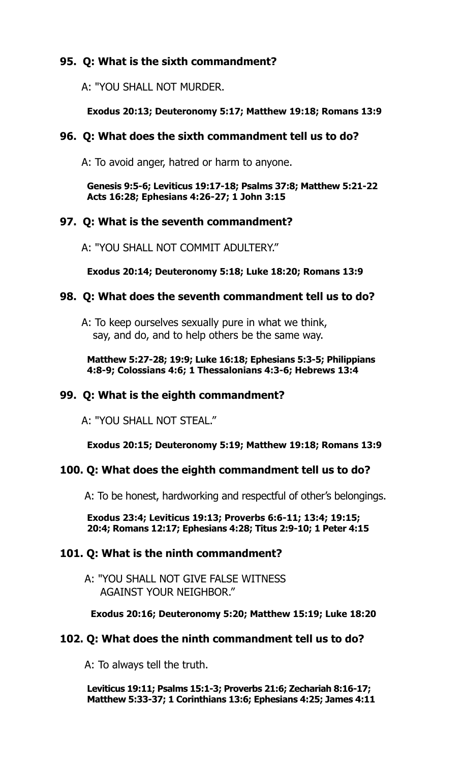### 95. Q: What is the sixth commandment?

A: "YOU SHALL NOT MURDER.

**Exodus 20:13; Deuteronomy 5:17; Matthew 19:18; Romans 13:9**

### 96. Q: What does the sixth commandment tell us to do?

A: To avoid anger, hatred or harm to anyone.

**Genesis 9:5-6; Leviticus 19:17-18; Psalms 37:8; Matthew 5:21-22 Acts 16:28; Ephesians 4:26-27; 1 John 3:15**

### 97. Q: What is the seventh commandment?

A: "YOU SHALL NOT COMMIT ADULTERY."

**Exodus 20:14; Deuteronomy 5:18; Luke 18:20; Romans 13:9**

### 98. Q: What does the seventh commandment tell us to do?

A: To keep ourselves sexually pure in what we think, say, and do, and to help others be the same way.

**Matthew 5:27-28; 19:9; Luke 16:18; Ephesians 5:3-5; Philippians 4:8-9; Colossians 4:6; 1 Thessalonians 4:3-6; Hebrews 13:4**

### 99. Q: What is the eighth commandment?

A: "YOU SHALL NOT STEAL."

**Exodus 20:15; Deuteronomy 5:19; Matthew 19:18; Romans 13:9**

### 100. Q: What does the eighth commandment tell us to do?

A: To be honest, hardworking and respectful of other's belongings.

**Exodus 23:4; Leviticus 19:13; Proverbs 6:6-11; 13:4; 19:15; 20:4; Romans 12:17; Ephesians 4:28; Titus 2:9-10; 1 Peter 4:15**

### 101. Q: What is the ninth commandment?

A: "YOU SHALL NOT GIVE FALSE WITNESS AGAINST YOUR NEIGHBOR."

**Exodus 20:16; Deuteronomy 5:20; Matthew 15:19; Luke 18:20**

### 102. Q: What does the ninth commandment tell us to do?

A: To always tell the truth.

**Leviticus 19:11; Psalms 15:1-3; Proverbs 21:6; Zechariah 8:16-17; Matthew 5:33-37; 1 Corinthians 13:6; Ephesians 4:25; James 4:11**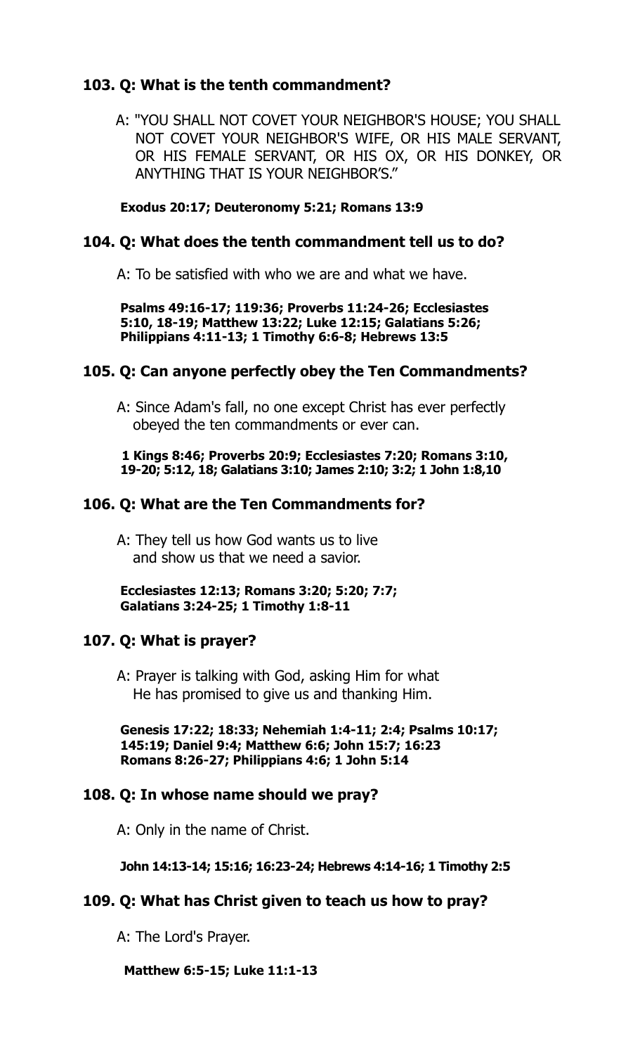### 103. Q: What is the tenth commandment?

A: "YOU SHALL NOT COVET YOUR NEIGHBOR'S HOUSE; YOU SHALL NOT COVET YOUR NEIGHBOR'S WIFE, OR HIS MALE SERVANT, OR HIS FEMALE SERVANT, OR HIS OX, OR HIS DONKEY, OR ANYTHING THAT IS YOUR NEIGHBOR'S."

**Exodus 20:17; Deuteronomy 5:21; Romans 13:9**

### 104. Q: What does the tenth commandment tell us to do?

A: To be satisfied with who we are and what we have.

**Psalms 49:16-17; 119:36; Proverbs 11:24-26; Ecclesiastes 5:10, 18-19; Matthew 13:22; Luke 12:15; Galatians 5:26; Philippians 4:11-13; 1 Timothy 6:6-8; Hebrews 13:5**

### 105. Q: Can anyone perfectly obey the Ten Commandments?

A: Since Adam's fall, no one except Christ has ever perfectly obeyed the ten commandments or ever can.

**1 Kings 8:46; Proverbs 20:9; Ecclesiastes 7:20; Romans 3:10, 19-20; 5:12, 18; Galatians 3:10; James 2:10; 3:2; 1 John 1:8,10**

### 106. Q: What are the Ten Commandments for?

A: They tell us how God wants us to live and show us that we need a savior.

**Ecclesiastes 12:13; Romans 3:20; 5:20; 7:7; Galatians 3:24-25; 1 Timothy 1:8-11**

### 107. Q: What is prayer?

A: Prayer is talking with God, asking Him for what He has promised to give us and thanking Him.

**Genesis 17:22; 18:33; Nehemiah 1:4-11; 2:4; Psalms 10:17; 145:19; Daniel 9:4; Matthew 6:6; John 15:7; 16:23 Romans 8:26-27; Philippians 4:6; 1 John 5:14**

### 108. Q: In whose name should we pray?

A: Only in the name of Christ.

**John 14:13-14; 15:16; 16:23-24; Hebrews 4:14-16; 1 Timothy 2:5**

### 109. Q: What has Christ given to teach us how to pray?

A: The Lord's Prayer.

**Matthew 6:5-15; Luke 11:1-13**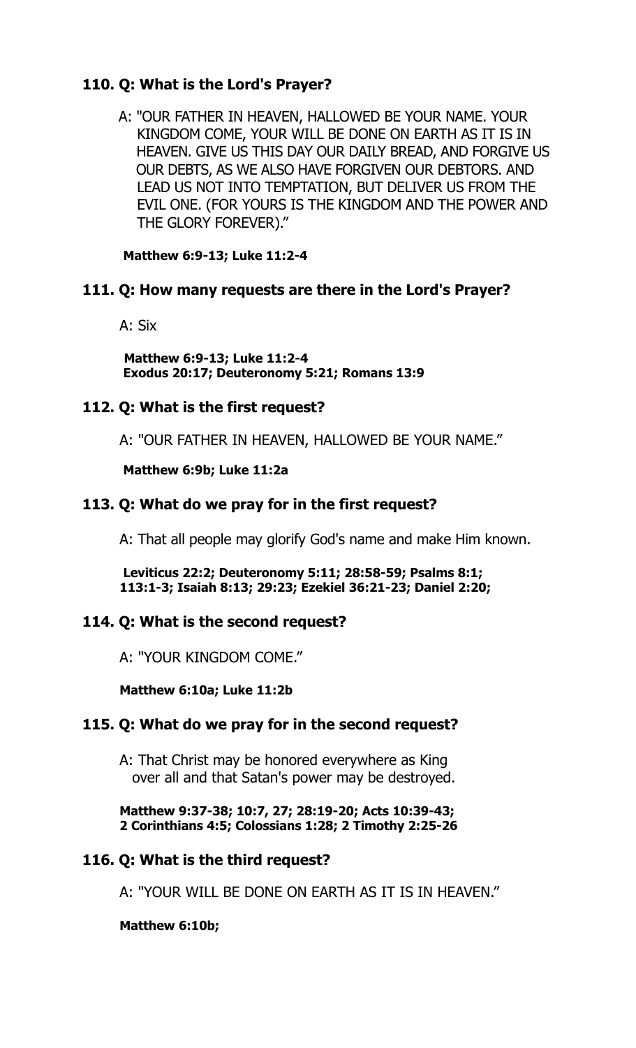### 110. Q: What is the Lord's Prayer?

A: "OUR FATHER IN HEAVEN, HALLOWED BE YOUR NAME. YOUR KINGDOM COME, YOUR WILL BE DONE ON EARTH AS IT IS IN HEAVEN. GIVE US THIS DAY OUR DAILY BREAD, AND FORGIVE US OUR DEBTS, AS WE ALSO HAVE FORGIVEN OUR DEBTORS. AND LEAD US NOT INTO TEMPTATION, BUT DELIVER US FROM THE EVIL ONE. (FOR YOURS IS THE KINGDOM AND THE POWER AND THE GLORY FOREVER)."

**Matthew 6:9-13; Luke 11:2-4**

### 111. Q: How many requests are there in the Lord's Prayer?

A: Six

**Matthew 6:9-13; Luke 11:2-4**
**Exodus 20:17; Deuteronomy 5:21; Romans 13:9**

### 112. Q: What is the first request?

A: "OUR FATHER IN HEAVEN, HALLOWED BE YOUR NAME."

**Matthew 6:9b; Luke 11:2a**

### 113. Q: What do we pray for in the first request?

A: That all people may glorify God's name and make Him known.

**Leviticus 22:2; Deuteronomy 5:11; 28:58-59; Psalms 8:1; 113:1-3; Isaiah 8:13; 29:23; Ezekiel 36:21-23; Daniel 2:20;**

### 114. Q: What is the second request?

A: "YOUR KINGDOM COME."

**Matthew 6:10a; Luke 11:2b**

### 115. Q: What do we pray for in the second request?

A: That Christ may be honored everywhere as King over all and that Satan's power may be destroyed.

**Matthew 9:37-38; 10:7, 27; 28:19-20; Acts 10:39-43; 2 Corinthians 4:5; Colossians 1:28; 2 Timothy 2:25-26**

### 116. Q: What is the third request?

A: "YOUR WILL BE DONE ON EARTH AS IT IS IN HEAVEN."

**Matthew 6:10b;**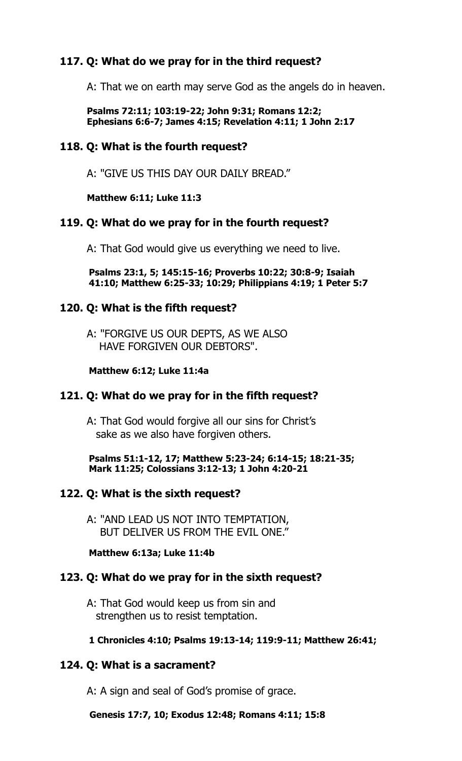### 117. Q: What do we pray for in the third request?

A: That we on earth may serve God as the angels do in heaven.

**Psalms 72:11; 103:19-22; John 9:31; Romans 12:2; Ephesians 6:6-7; James 4:15; Revelation 4:11; 1 John 2:17**

### 118. Q: What is the fourth request?

A: "GIVE US THIS DAY OUR DAILY BREAD."

**Matthew 6:11; Luke 11:3**

### 119. Q: What do we pray for in the fourth request?

A: That God would give us everything we need to live.

**Psalms 23:1, 5; 145:15-16; Proverbs 10:22; 30:8-9; Isaiah 41:10; Matthew 6:25-33; 10:29; Philippians 4:19; 1 Peter 5:7**

### 120. Q: What is the fifth request?

A: "FORGIVE US OUR DEPTS, AS WE ALSO HAVE FORGIVEN OUR DEBTORS".

**Matthew 6:12; Luke 11:4a**

### 121. Q: What do we pray for in the fifth request?

A: That God would forgive all our sins for Christ's sake as we also have forgiven others.

**Psalms 51:1-12, 17; Matthew 5:23-24; 6:14-15; 18:21-35; Mark 11:25; Colossians 3:12-13; 1 John 4:20-21**

### 122. Q: What is the sixth request?

A: "AND LEAD US NOT INTO TEMPTATION, BUT DELIVER US FROM THE EVIL ONE."

**Matthew 6:13a; Luke 11:4b**

### 123. Q: What do we pray for in the sixth request?

A: That God would keep us from sin and strengthen us to resist temptation.

**1 Chronicles 4:10; Psalms 19:13-14; 119:9-11; Matthew 26:41;**

### 124. Q: What is a sacrament?

A: A sign and seal of God's promise of grace.

**Genesis 17:7, 10; Exodus 12:48; Romans 4:11; 15:8**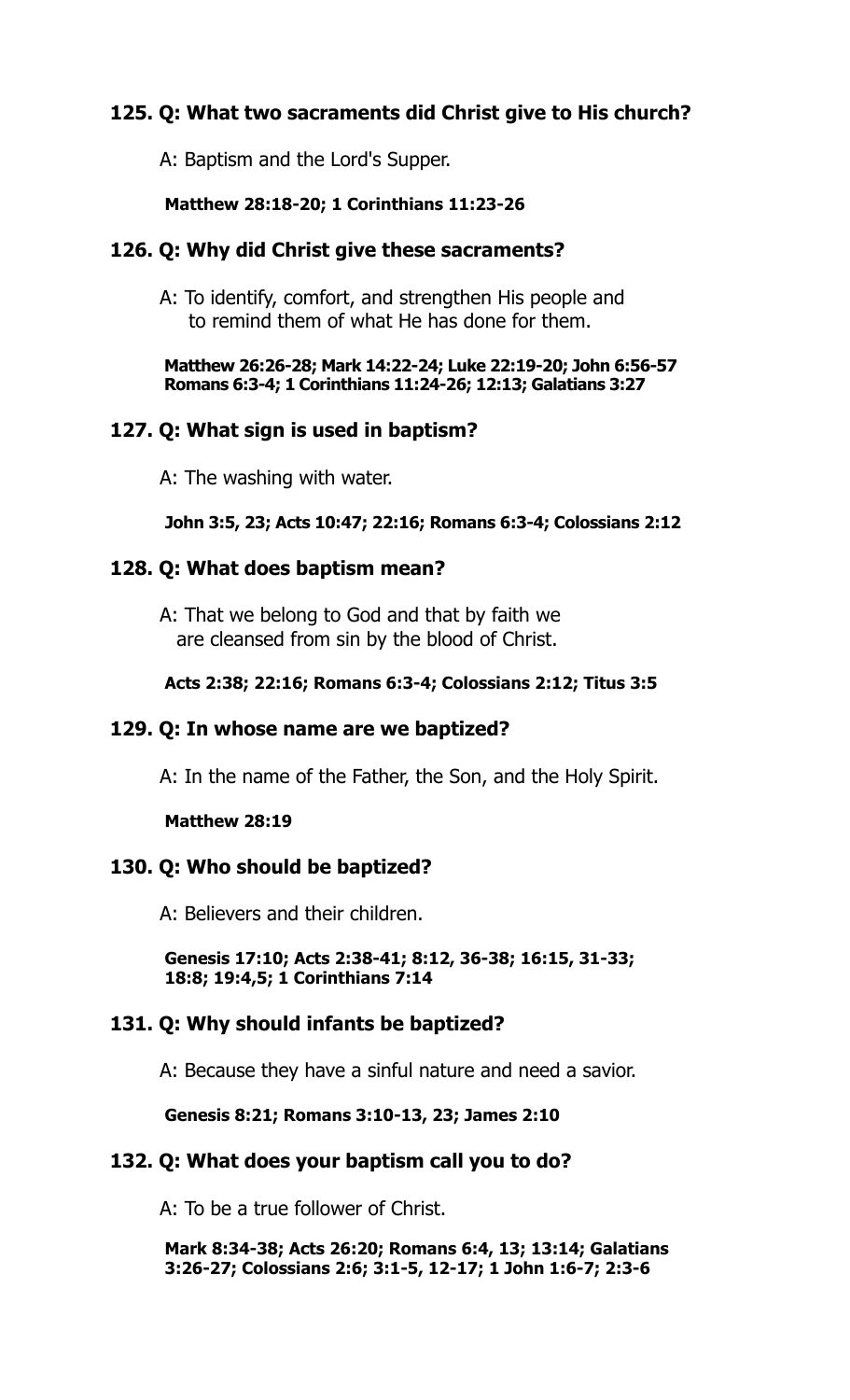### 125. Q: What two sacraments did Christ give to His church?

A: Baptism and the Lord's Supper.

**Matthew 28:18-20; 1 Corinthians 11:23-26**

### 126. Q: Why did Christ give these sacraments?

A: To identify, comfort, and strengthen His people and to remind them of what He has done for them.

**Matthew 26:26-28; Mark 14:22-24; Luke 22:19-20; John 6:56-57 Romans 6:3-4; 1 Corinthians 11:24-26; 12:13; Galatians 3:27**

### 127. Q: What sign is used in baptism?

A: The washing with water.

**John 3:5, 23; Acts 10:47; 22:16; Romans 6:3-4; Colossians 2:12**

### 128. Q: What does baptism mean?

A: That we belong to God and that by faith we are cleansed from sin by the blood of Christ.

**Acts 2:38; 22:16; Romans 6:3-4; Colossians 2:12; Titus 3:5**

### 129. Q: In whose name are we baptized?

A: In the name of the Father, the Son, and the Holy Spirit.

**Matthew 28:19**

### 130. Q: Who should be baptized?

A: Believers and their children.

**Genesis 17:10; Acts 2:38-41; 8:12, 36-38; 16:15, 31-33; 18:8; 19:4,5; 1 Corinthians 7:14**

### 131. Q: Why should infants be baptized?

A: Because they have a sinful nature and need a savior.

**Genesis 8:21; Romans 3:10-13, 23; James 2:10**

### 132. Q: What does your baptism call you to do?

A: To be a true follower of Christ.

**Mark 8:34-38; Acts 26:20; Romans 6:4, 13; 13:14; Galatians 3:26-27; Colossians 2:6; 3:1-5, 12-17; 1 John 1:6-7; 2:3-6**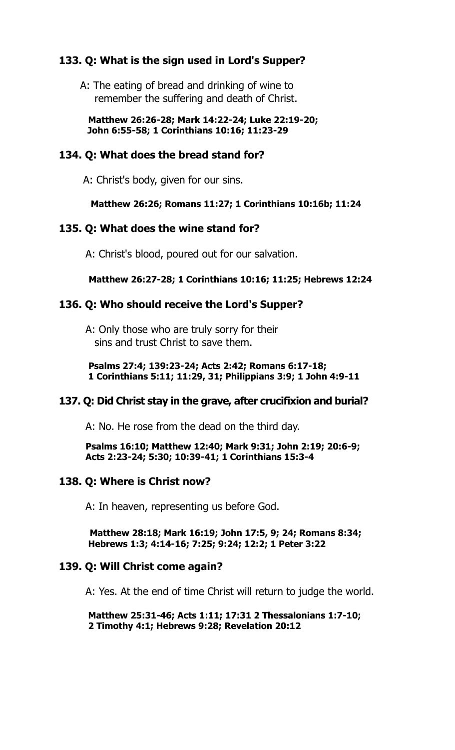### 133. Q: What is the sign used in Lord's Supper?

A: The eating of bread and drinking of wine to remember the suffering and death of Christ.

**Matthew 26:26-28; Mark 14:22-24; Luke 22:19-20; John 6:55-58; 1 Corinthians 10:16; 11:23-29**

### 134. Q: What does the bread stand for?

A: Christ's body, given for our sins.

**Matthew 26:26; Romans 11:27; 1 Corinthians 10:16b; 11:24**

### 135. Q: What does the wine stand for?

A: Christ's blood, poured out for our salvation.

**Matthew 26:27-28; 1 Corinthians 10:16; 11:25; Hebrews 12:24**

### 136. Q: Who should receive the Lord's Supper?

A: Only those who are truly sorry for their sins and trust Christ to save them.

**Psalms 27:4; 139:23-24; Acts 2:42; Romans 6:17-18; 1 Corinthians 5:11; 11:29, 31; Philippians 3:9; 1 John 4:9-11**

### 137. Q: Did Christ stay in the grave, after crucifixion and burial?

A: No. He rose from the dead on the third day.

**Psalms 16:10; Matthew 12:40; Mark 9:31; John 2:19; 20:6-9; Acts 2:23-24; 5:30; 10:39-41; 1 Corinthians 15:3-4**

### 138. Q: Where is Christ now?

A: In heaven, representing us before God.

**Matthew 28:18; Mark 16:19; John 17:5, 9; 24; Romans 8:34; Hebrews 1:3; 4:14-16; 7:25; 9:24; 12:2; 1 Peter 3:22**

### 139. Q: Will Christ come again?

A: Yes. At the end of time Christ will return to judge the world.

**Matthew 25:31-46; Acts 1:11; 17:31 2 Thessalonians 1:7-10; 2 Timothy 4:1; Hebrews 9:28; Revelation 20:12**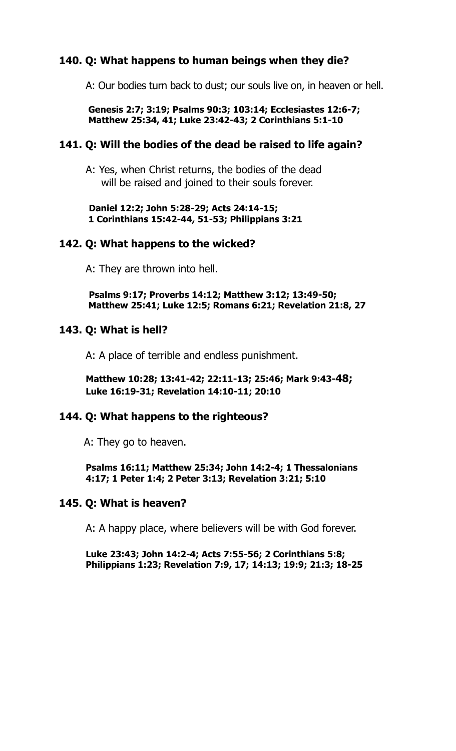### 140. Q: What happens to human beings when they die?

A: Our bodies turn back to dust; our souls live on, in heaven or hell.

**Genesis 2:7; 3:19; Psalms 90:3; 103:14; Ecclesiastes 12:6-7; Matthew 25:34, 41; Luke 23:42-43; 2 Corinthians 5:1-10**

### 141. Q: Will the bodies of the dead be raised to life again?

A: Yes, when Christ returns, the bodies of the dead will be raised and joined to their souls forever.

**Daniel 12:2; John 5:28-29; Acts 24:14-15; 1 Corinthians 15:42-44, 51-53; Philippians 3:21**

### 142. Q: What happens to the wicked?

A: They are thrown into hell.

**Psalms 9:17; Proverbs 14:12; Matthew 3:12; 13:49-50; Matthew 25:41; Luke 12:5; Romans 6:21; Revelation 21:8, 27**

### 143. Q: What is hell?

A: A place of terrible and endless punishment.

**Matthew 10:28; 13:41-42; 22:11-13; 25:46; Mark 9:43-48; Luke 16:19-31; Revelation 14:10-11; 20:10**

### 144. Q: What happens to the righteous?

A: They go to heaven.

**Psalms 16:11; Matthew 25:34; John 14:2-4; 1 Thessalonians 4:17; 1 Peter 1:4; 2 Peter 3:13; Revelation 3:21; 5:10**

### 145. Q: What is heaven?

A: A happy place, where believers will be with God forever.

**Luke 23:43; John 14:2-4; Acts 7:55-56; 2 Corinthians 5:8; Philippians 1:23; Revelation 7:9, 17; 14:13; 19:9; 21:3; 18-25**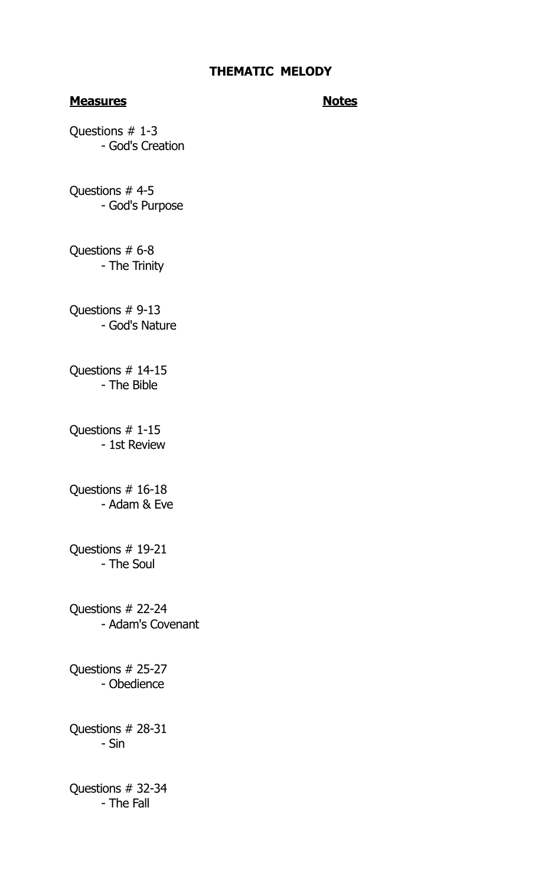**THEMATIC MELODY**

| **Measures** | **Notes** |
| --- | --- |
| Questions # 1-3 <br> - God's Creation | |
| Questions # 4-5 <br> - God's Purpose | |
| Questions # 6-8 <br> - The Trinity | |
| Questions # 9-13 <br> - God's Nature | |
| Questions # 14-15 <br> - The Bible | |
| Questions # 1-15 <br> - 1st Review | |
| Questions # 16-18 <br> - Adam & Eve | |
| Questions # 19-21 <br> - The Soul | |
| Questions # 22-24 <br> - Adam's Covenant | |
| Questions # 25-27 <br> - Obedience | |
| Questions # 28-31 <br> - Sin | |
| Questions # 32-34 <br> - The Fall | |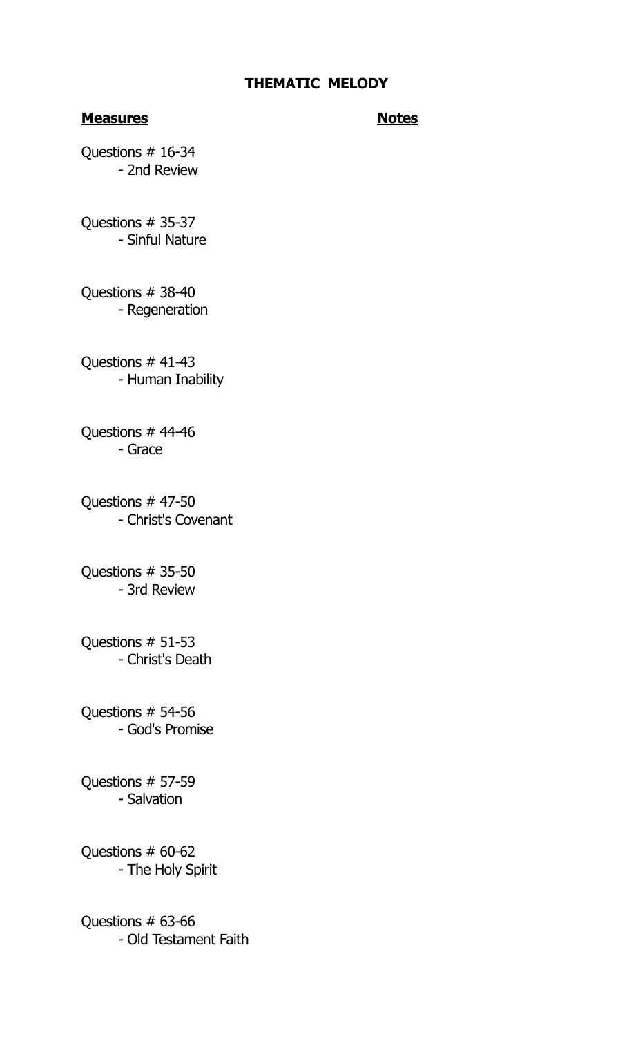## THEMATIC MELODY

| **Measures** | **Notes** |
| --- | --- |
| Questions # 16-34<br>- 2nd Review | |
| Questions # 35-37<br>- Sinful Nature | |
| Questions # 38-40<br>- Regeneration | |
| Questions # 41-43<br>- Human Inability | |
| Questions # 44-46<br>- Grace | |
| Questions # 47-50<br>- Christ's Covenant | |
| Questions # 35-50<br>- 3rd Review | |
| Questions # 51-53<br>- Christ's Death | |
| Questions # 54-56<br>- God's Promise | |
| Questions # 57-59<br>- Salvation | |
| Questions # 60-62<br>- The Holy Spirit | |
| Questions # 63-66<br>- Old Testament Faith | |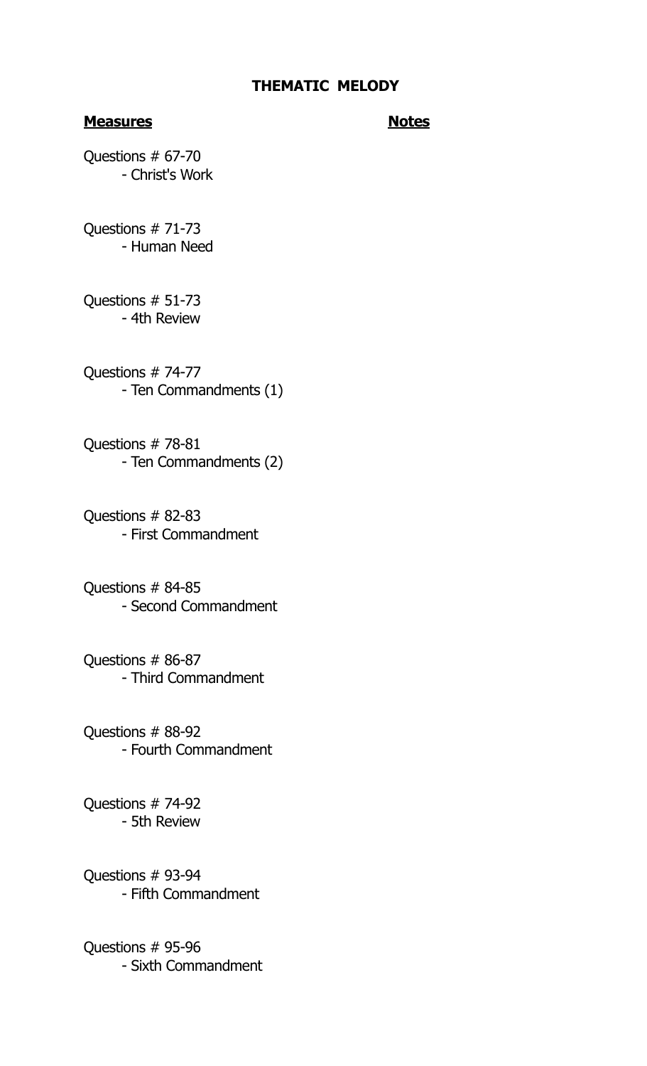# THEMATIC MELODY

**Measures** **Notes**

Questions # 67-70
- Christ's Work

Questions # 71-73
- Human Need

Questions # 51-73
- 4th Review

Questions # 74-77
- Ten Commandments (1)

Questions # 78-81
- Ten Commandments (2)

Questions # 82-83
- First Commandment

Questions # 84-85
- Second Commandment

Questions # 86-87
- Third Commandment

Questions # 88-92
- Fourth Commandment

Questions # 74-92
- 5th Review

Questions # 93-94
- Fifth Commandment

Questions # 95-96
- Sixth Commandment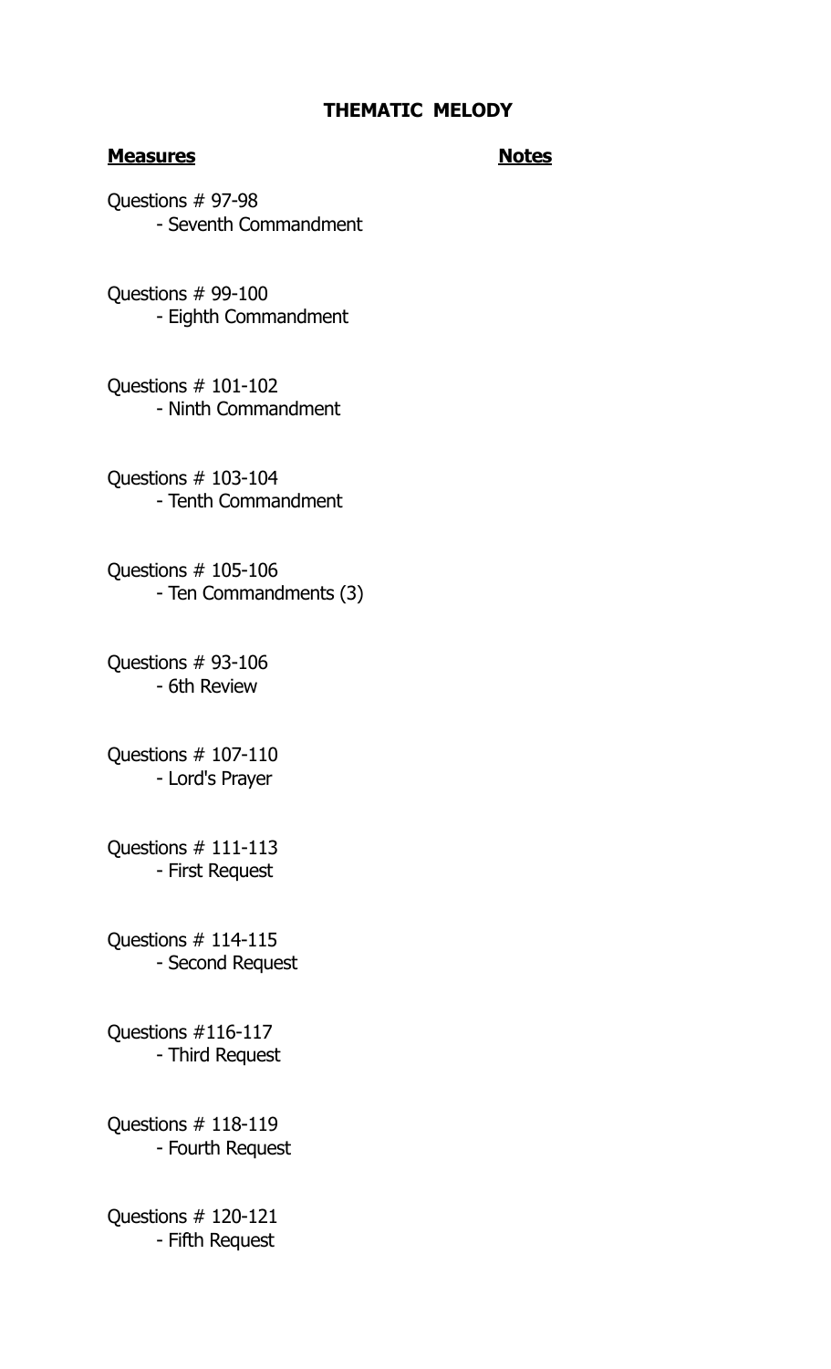**THEMATIC MELODY**

**<u>Measures</u>** **<u>Notes</u>**

Questions # 97-98
- Seventh Commandment

Questions # 99-100
- Eighth Commandment

Questions # 101-102
- Ninth Commandment

Questions # 103-104
- Tenth Commandment

Questions # 105-106
- Ten Commandments (3)

Questions # 93-106
- 6th Review

Questions # 107-110
- Lord's Prayer

Questions # 111-113
- First Request

Questions # 114-115
- Second Request

Questions #116-117
- Third Request

Questions # 118-119
- Fourth Request

Questions # 120-121
- Fifth Request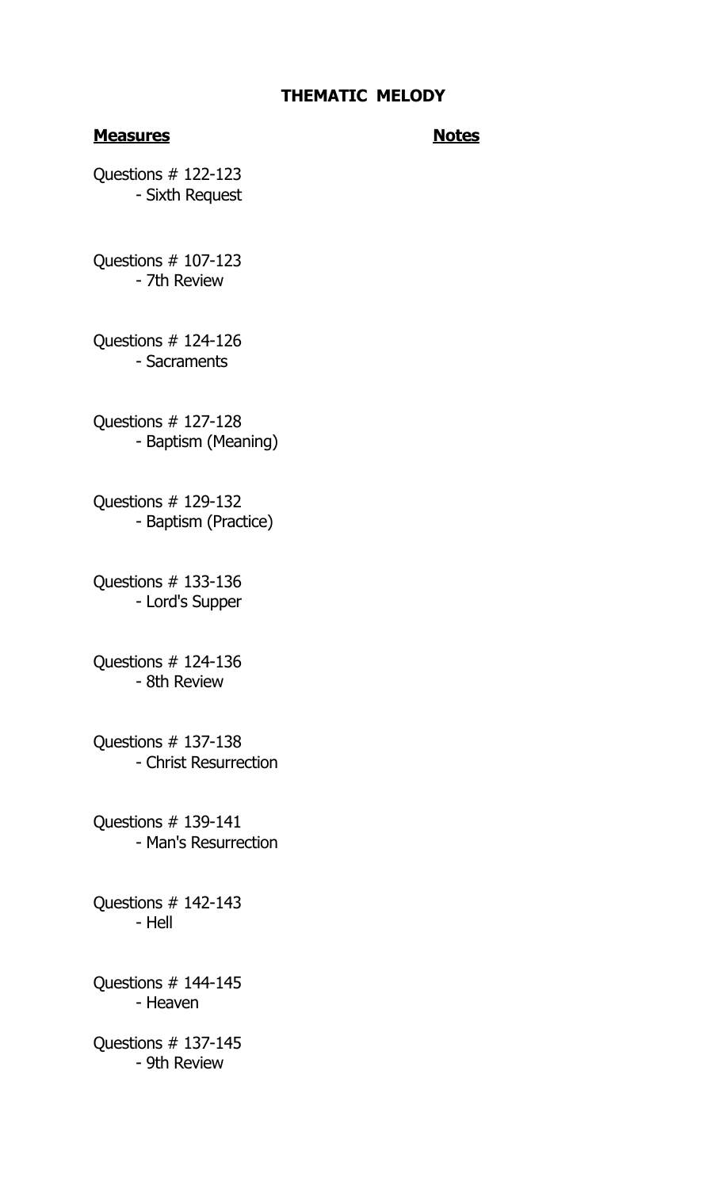**THEMATIC MELODY**

| **Measures** | **Notes** |
| --- | --- |
| Questions # 122-123<br>- Sixth Request | |
| Questions # 107-123<br>- 7th Review | |
| Questions # 124-126<br>- Sacraments | |
| Questions # 127-128<br>- Baptism (Meaning) | |
| Questions # 129-132<br>- Baptism (Practice) | |
| Questions # 133-136<br>- Lord's Supper | |
| Questions # 124-136<br>- 8th Review | |
| Questions # 137-138<br>- Christ Resurrection | |
| Questions # 139-141<br>- Man's Resurrection | |
| Questions # 142-143<br>- Hell | |
| Questions # 144-145<br>- Heaven | |
| Questions # 137-145<br>- 9th Review | |